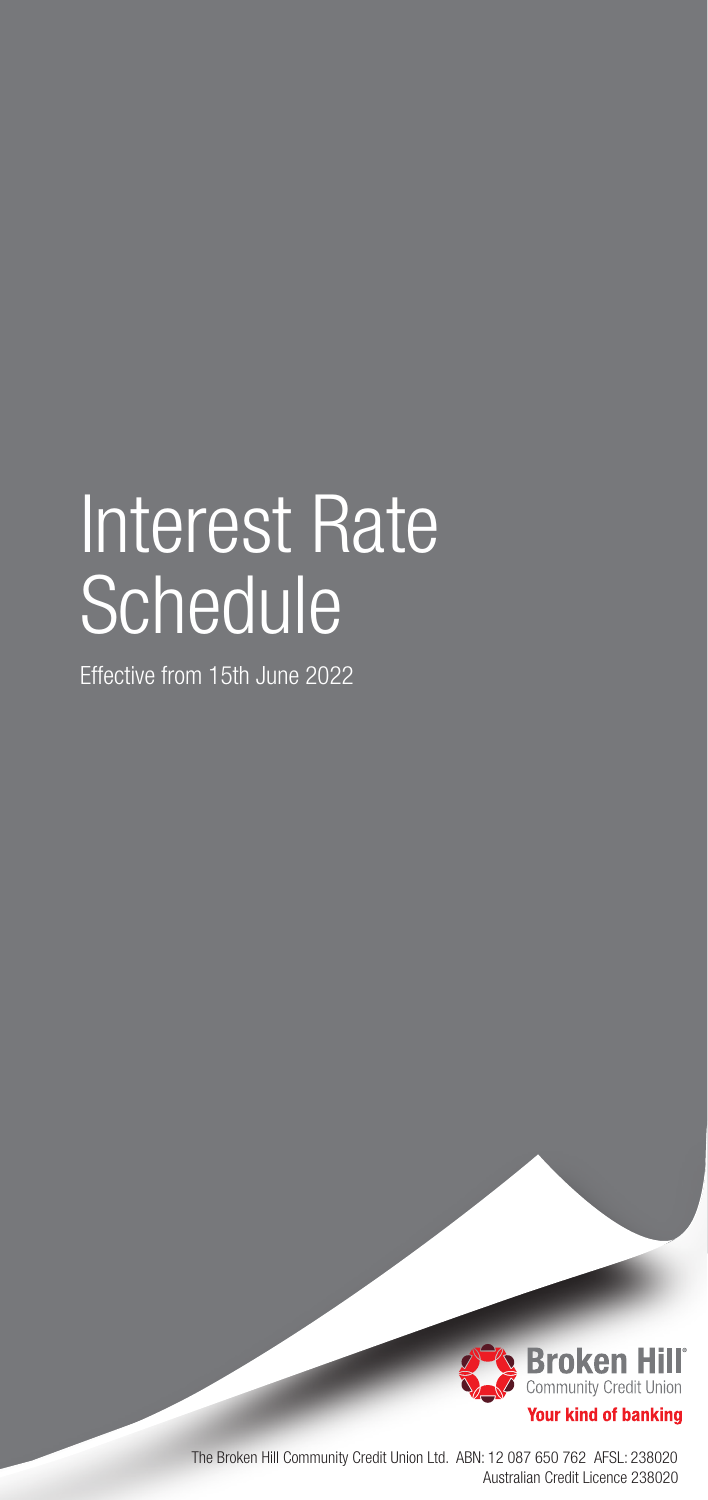# Interest Rate Schedule

Effective from 15th June 2022

**Broken Hill** Community Credit Union

**Your kind of banking**

The Broken Hill Community Credit Union Ltd. ABN: 12 087 650 762 AFSL: 238020
Australian Credit Licence 238020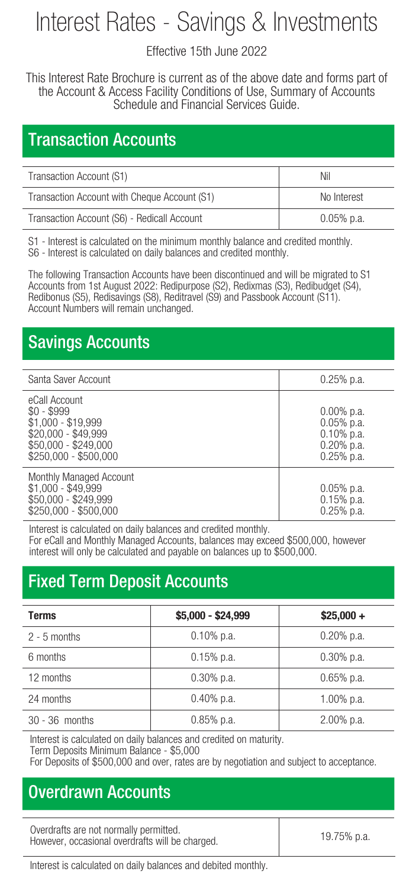# Interest Rates - Savings & Investments

Effective 15th June 2022

This Interest Rate Brochure is current as of the above date and forms part of the Account & Access Facility Conditions of Use, Summary of Accounts Schedule and Financial Services Guide.

## Transaction Accounts

| | |
|---|---|
| Transaction Account (S1) | Nil |
| Transaction Account with Cheque Account (S1) | No Interest |
| Transaction Account (S6) - Redicall Account | 0.05% p.a. |

S1 - Interest is calculated on the minimum monthly balance and credited monthly.
S6 - Interest is calculated on daily balances and credited monthly.

The following Transaction Accounts have been discontinued and will be migrated to S1 Accounts from 1st August 2022: Redipurpose (S2), Redixmas (S3), Redibudget (S4), Redibonus (S5), Redisavings (S8), Reditravel (S9) and Passbook Account (S11). Account Numbers will remain unchanged.

## Savings Accounts

| | |
|---|---|
| Santa Saver Account | 0.25% p.a. |
| eCall Account | |
| $0 - $999 | 0.00% p.a. |
| $1,000 - $19,999 | 0.05% p.a. |
| $20,000 - $49,999 | 0.10% p.a. |
| $50,000 - $249,000 | 0.20% p.a. |
| $250,000 - $500,000 | 0.25% p.a. |
| Monthly Managed Account | |
| $1,000 - $49,999 | 0.05% p.a. |
| $50,000 - $249,999 | 0.15% p.a. |
| $250,000 - $500,000 | 0.25% p.a. |

Interest is calculated on daily balances and credited monthly.
For eCall and Monthly Managed Accounts, balances may exceed $500,000, however interest will only be calculated and payable on balances up to $500,000.

## Fixed Term Deposit Accounts

| Terms | $5,000 - $24,999 | $25,000 + |
|---|---|---|
| 2 - 5 months | 0.10% p.a. | 0.20% p.a. |
| 6 months | 0.15% p.a. | 0.30% p.a. |
| 12 months | 0.30% p.a. | 0.65% p.a. |
| 24 months | 0.40% p.a. | 1.00% p.a. |
| 30 - 36 months | 0.85% p.a. | 2.00% p.a. |

Interest is calculated on daily balances and credited on maturity.
Term Deposits Minimum Balance - $5,000
For Deposits of $500,000 and over, rates are by negotiation and subject to acceptance.

## Overdrawn Accounts

| | |
|---|---|
| Overdrafts are not normally permitted. However, occasional overdrafts will be charged. | 19.75% p.a. |

Interest is calculated on daily balances and debited monthly.